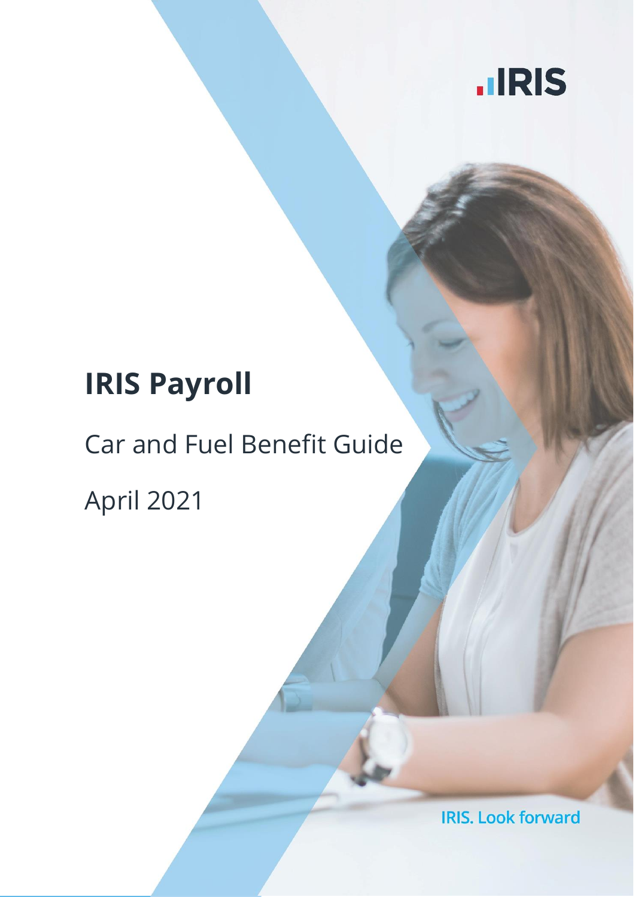IRIS

# IRIS Payroll

Car and Fuel Benefit Guide

April 2021

IRIS. Look forward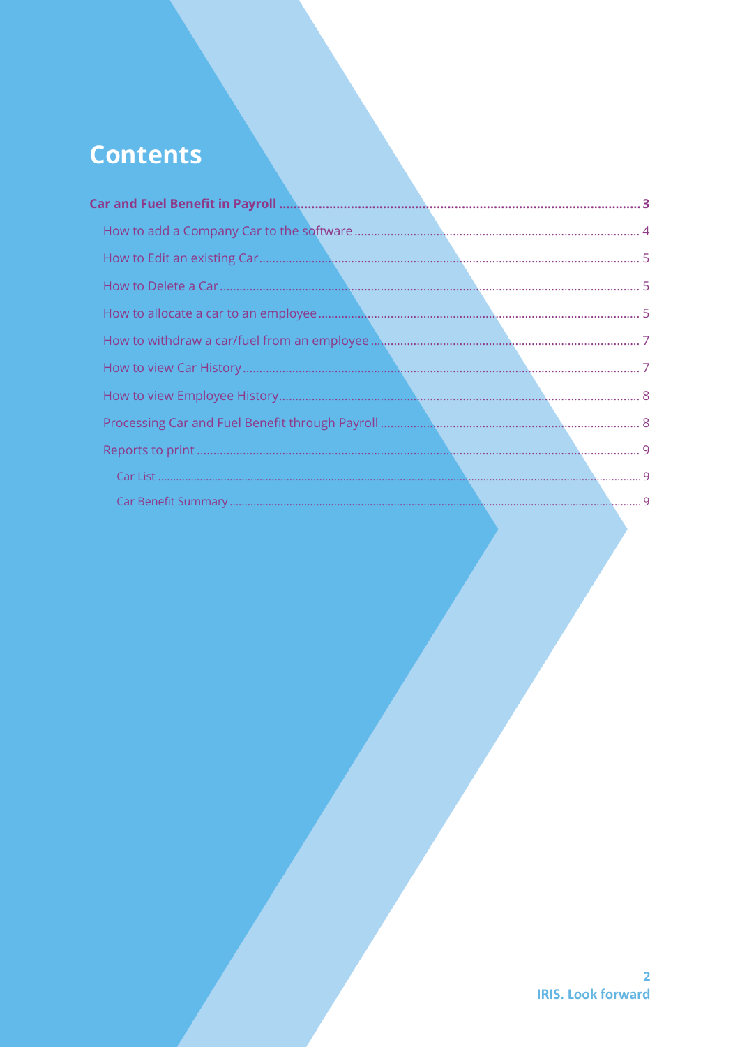# Contents

**Car and Fuel Benefit in Payroll** ........ **3**

- How to add a Company Car to the software ........ 4
- How to Edit an existing Car ........ 5
- How to Delete a Car ........ 5
- How to allocate a car to an employee ........ 5
- How to withdraw a car/fuel from an employee ........ 7
- How to view Car History ........ 7
- How to view Employee History ........ 8
- Processing Car and Fuel Benefit through Payroll ........ 8
- Reports to print ........ 9
  - Car List ........ 9
  - Car Benefit Summary ........ 9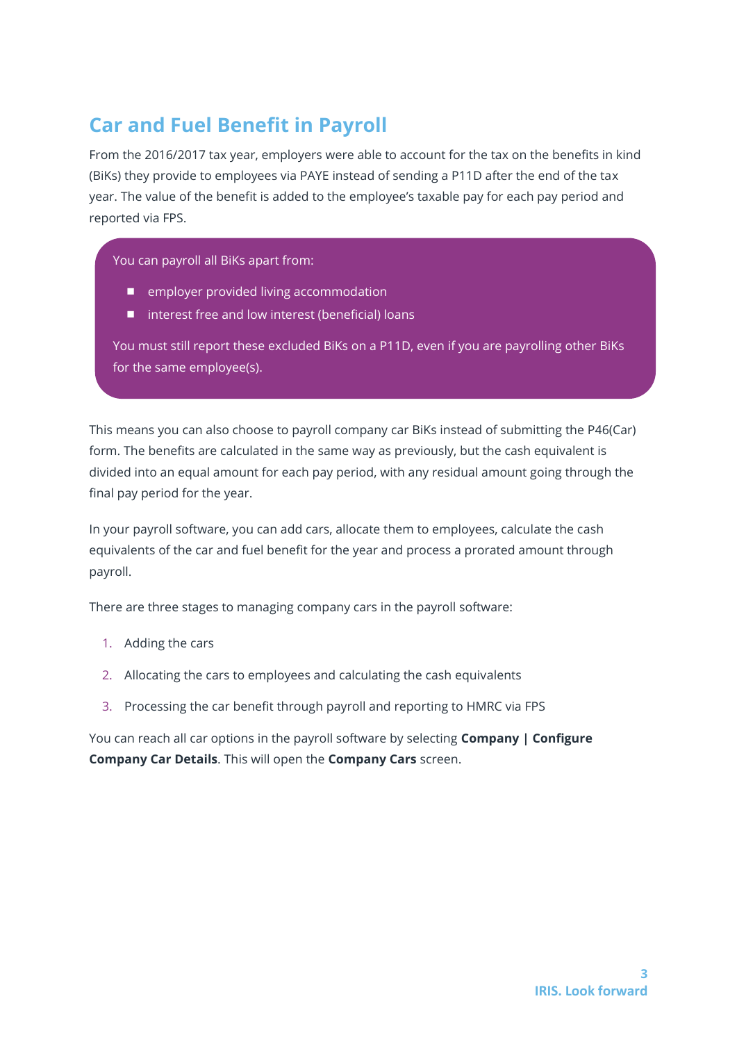## Car and Fuel Benefit in Payroll

From the 2016/2017 tax year, employers were able to account for the tax on the benefits in kind (BiKs) they provide to employees via PAYE instead of sending a P11D after the end of the tax year. The value of the benefit is added to the employee's taxable pay for each pay period and reported via FPS.

> You can payroll all BiKs apart from:
>
> - employer provided living accommodation
> - interest free and low interest (beneficial) loans
>
> You must still report these excluded BiKs on a P11D, even if you are payrolling other BiKs for the same employee(s).

This means you can also choose to payroll company car BiKs instead of submitting the P46(Car) form. The benefits are calculated in the same way as previously, but the cash equivalent is divided into an equal amount for each pay period, with any residual amount going through the final pay period for the year.

In your payroll software, you can add cars, allocate them to employees, calculate the cash equivalents of the car and fuel benefit for the year and process a prorated amount through payroll.

There are three stages to managing company cars in the payroll software:

1. Adding the cars
2. Allocating the cars to employees and calculating the cash equivalents
3. Processing the car benefit through payroll and reporting to HMRC via FPS

You can reach all car options in the payroll software by selecting **Company | Configure Company Car Details**. This will open the **Company Cars** screen.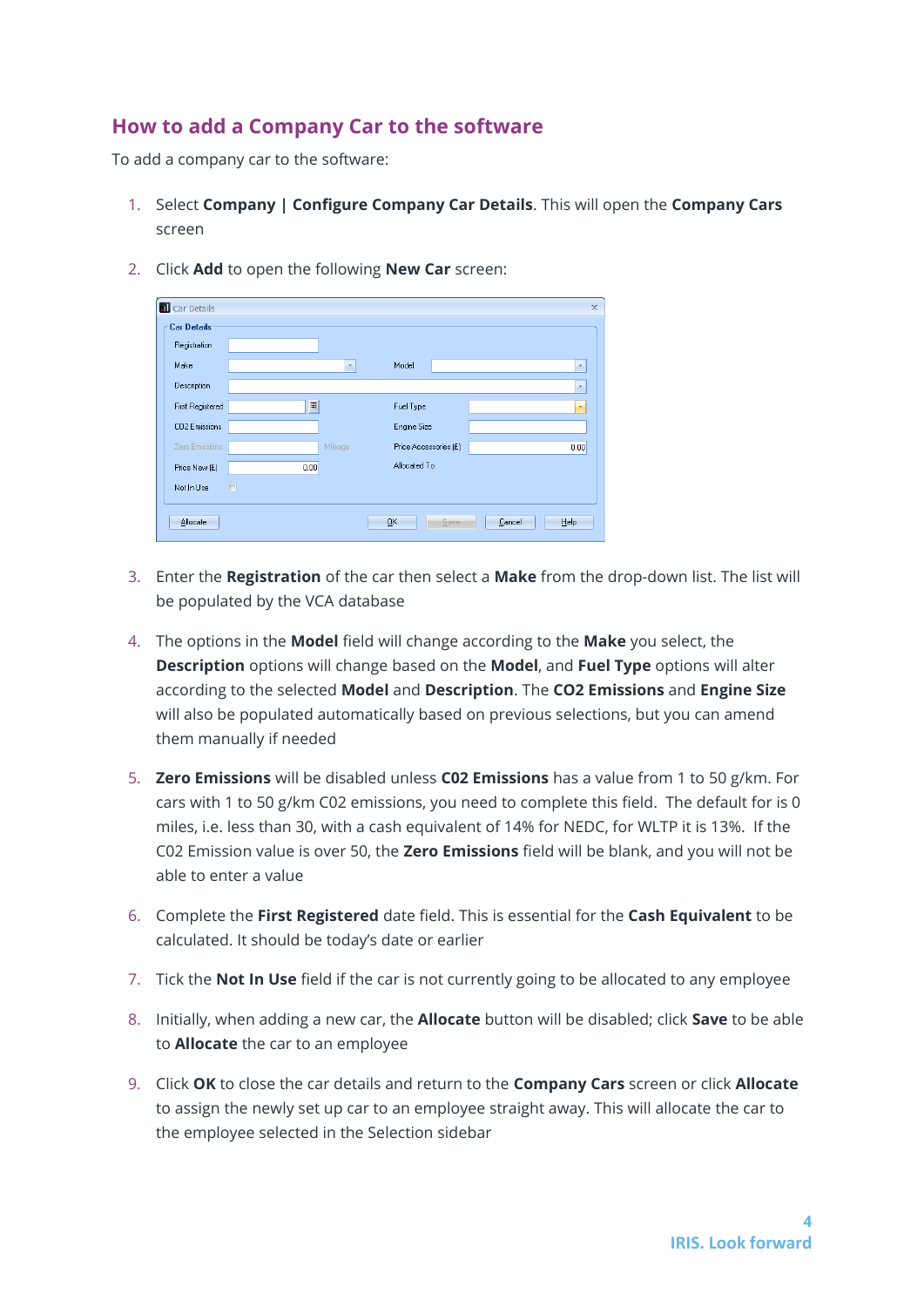## How to add a Company Car to the software

To add a company car to the software:

1. Select **Company | Configure Company Car Details**. This will open the **Company Cars** screen
2. Click **Add** to open the following **New Car** screen:
3. Enter the **Registration** of the car then select a **Make** from the drop-down list. The list will be populated by the VCA database
4. The options in the **Model** field will change according to the **Make** you select, the **Description** options will change based on the **Model**, and **Fuel Type** options will alter according to the selected **Model** and **Description**. The **CO2 Emissions** and **Engine Size** will also be populated automatically based on previous selections, but you can amend them manually if needed
5. **Zero Emissions** will be disabled unless **C02 Emissions** has a value from 1 to 50 g/km. For cars with 1 to 50 g/km C02 emissions, you need to complete this field. The default for is 0 miles, i.e. less than 30, with a cash equivalent of 14% for NEDC, for WLTP it is 13%. If the C02 Emission value is over 50, the **Zero Emissions** field will be blank, and you will not be able to enter a value
6. Complete the **First Registered** date field. This is essential for the **Cash Equivalent** to be calculated. It should be today's date or earlier
7. Tick the **Not In Use** field if the car is not currently going to be allocated to any employee
8. Initially, when adding a new car, the **Allocate** button will be disabled; click **Save** to be able to **Allocate** the car to an employee
9. Click **OK** to close the car details and return to the **Company Cars** screen or click **Allocate** to assign the newly set up car to an employee straight away. This will allocate the car to the employee selected in the Selection sidebar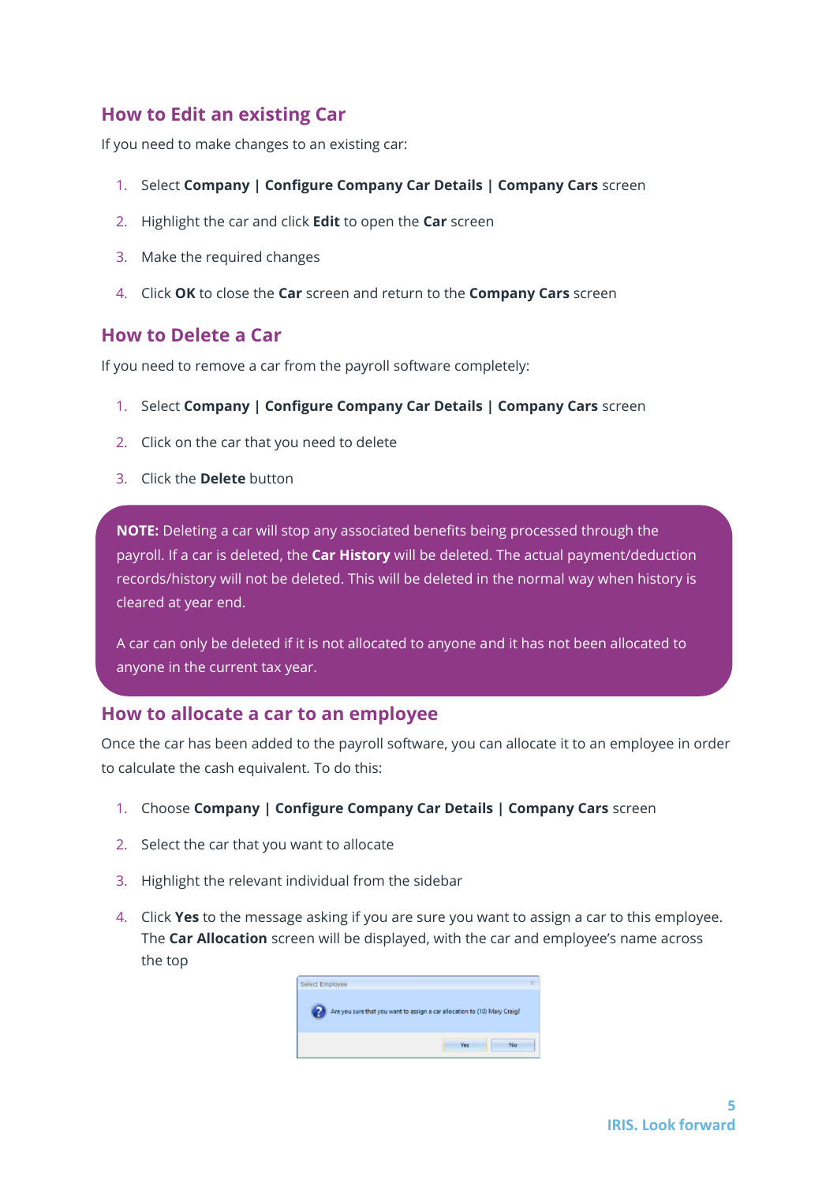## How to Edit an existing Car

If you need to make changes to an existing car:

1. Select **Company | Configure Company Car Details | Company Cars** screen
2. Highlight the car and click **Edit** to open the **Car** screen
3. Make the required changes
4. Click **OK** to close the **Car** screen and return to the **Company Cars** screen

## How to Delete a Car

If you need to remove a car from the payroll software completely:

1. Select **Company | Configure Company Car Details | Company Cars** screen
2. Click on the car that you need to delete
3. Click the **Delete** button

> **NOTE:** Deleting a car will stop any associated benefits being processed through the payroll. If a car is deleted, the **Car History** will be deleted. The actual payment/deduction records/history will not be deleted. This will be deleted in the normal way when history is cleared at year end.
>
> A car can only be deleted if it is not allocated to anyone and it has not been allocated to anyone in the current tax year.

## How to allocate a car to an employee

Once the car has been added to the payroll software, you can allocate it to an employee in order to calculate the cash equivalent. To do this:

1. Choose **Company | Configure Company Car Details | Company Cars** screen
2. Select the car that you want to allocate
3. Highlight the relevant individual from the sidebar
4. Click **Yes** to the message asking if you are sure you want to assign a car to this employee. The **Car Allocation** screen will be displayed, with the car and employee's name across the top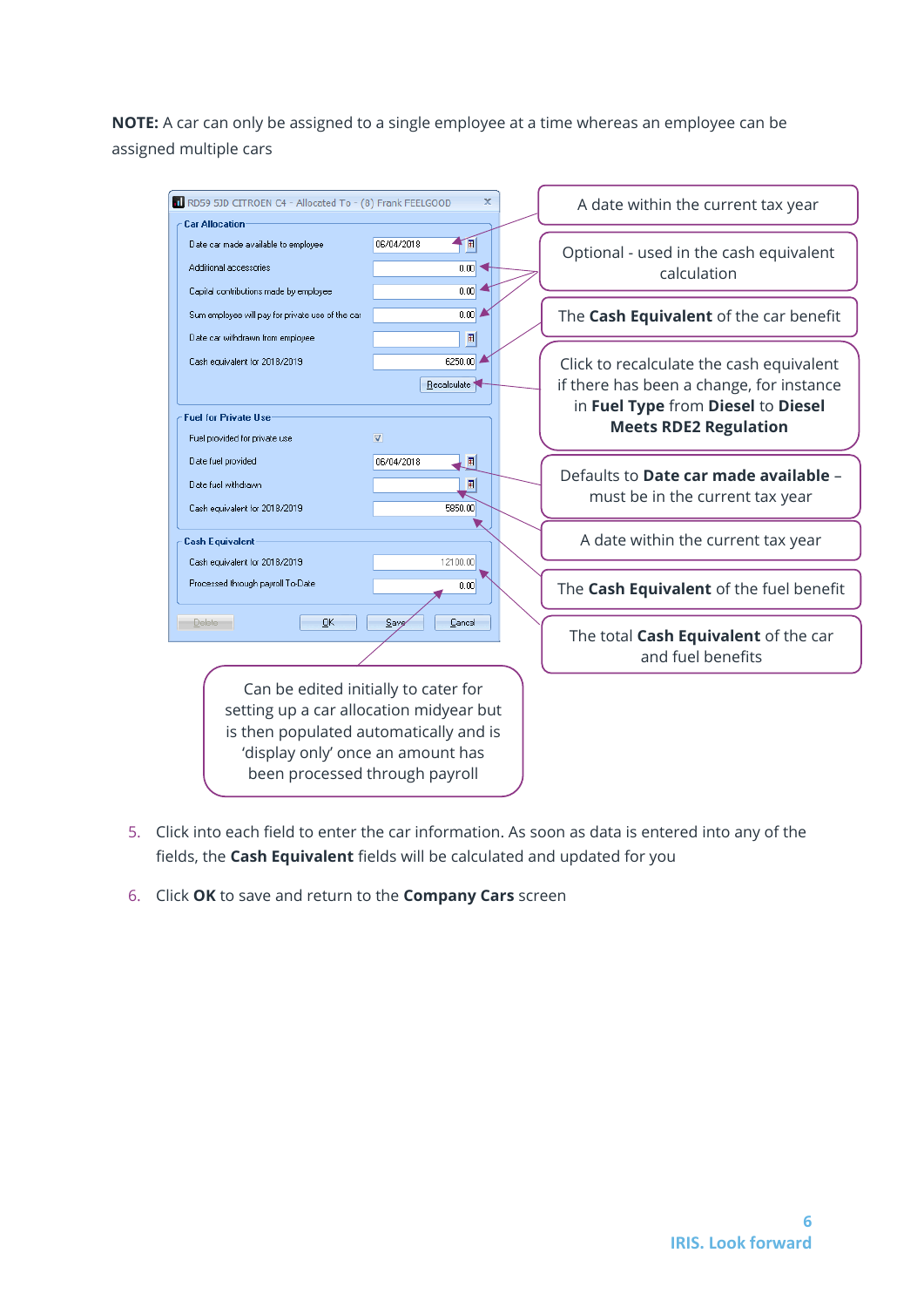**NOTE:** A car can only be assigned to a single employee at a time whereas an employee can be assigned multiple cars

A date within the current tax year

Optional - used in the cash equivalent calculation

The **Cash Equivalent** of the car benefit

Click to recalculate the cash equivalent if there has been a change, for instance in **Fuel Type** from **Diesel** to **Diesel Meets RDE2 Regulation**

Defaults to **Date car made available** – must be in the current tax year

A date within the current tax year

The **Cash Equivalent** of the fuel benefit

The total **Cash Equivalent** of the car and fuel benefits

Can be edited initially to cater for setting up a car allocation midyear but is then populated automatically and is 'display only' once an amount has been processed through payroll

5. Click into each field to enter the car information. As soon as data is entered into any of the fields, the **Cash Equivalent** fields will be calculated and updated for you
6. Click **OK** to save and return to the **Company Cars** screen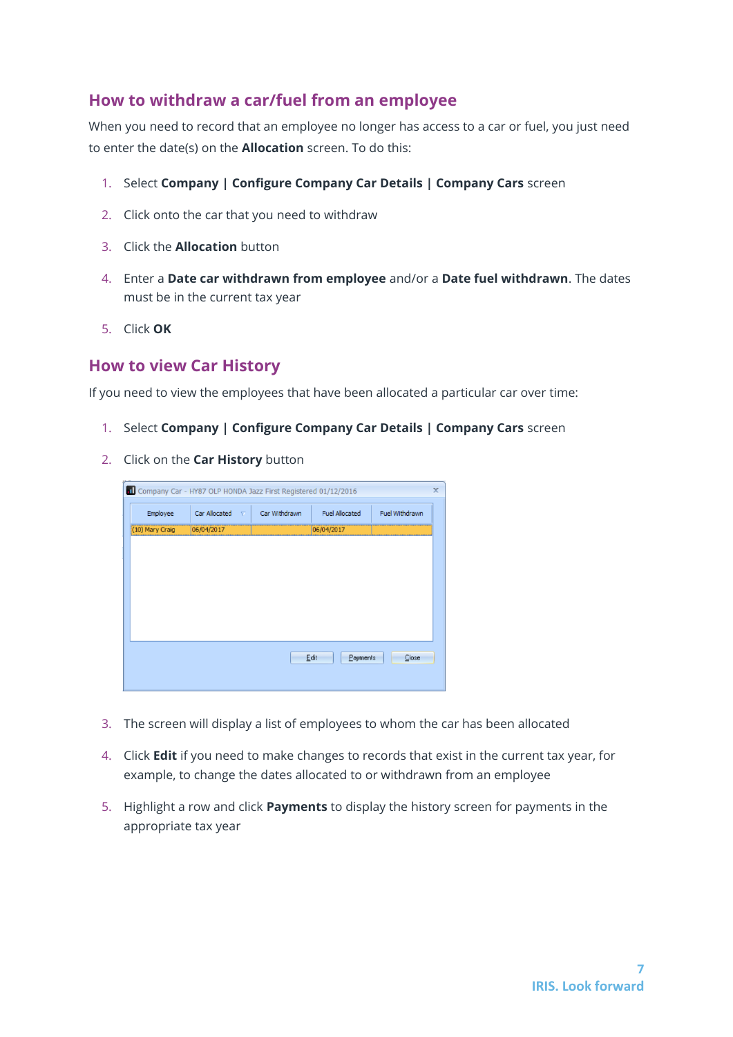## How to withdraw a car/fuel from an employee

When you need to record that an employee no longer has access to a car or fuel, you just need to enter the date(s) on the **Allocation** screen. To do this:

1. Select **Company | Configure Company Car Details | Company Cars** screen
2. Click onto the car that you need to withdraw
3. Click the **Allocation** button
4. Enter a **Date car withdrawn from employee** and/or a **Date fuel withdrawn**. The dates must be in the current tax year
5. Click **OK**

## How to view Car History

If you need to view the employees that have been allocated a particular car over time:

1. Select **Company | Configure Company Car Details | Company Cars** screen
2. Click on the **Car History** button
3. The screen will display a list of employees to whom the car has been allocated
4. Click **Edit** if you need to make changes to records that exist in the current tax year, for example, to change the dates allocated to or withdrawn from an employee
5. Highlight a row and click **Payments** to display the history screen for payments in the appropriate tax year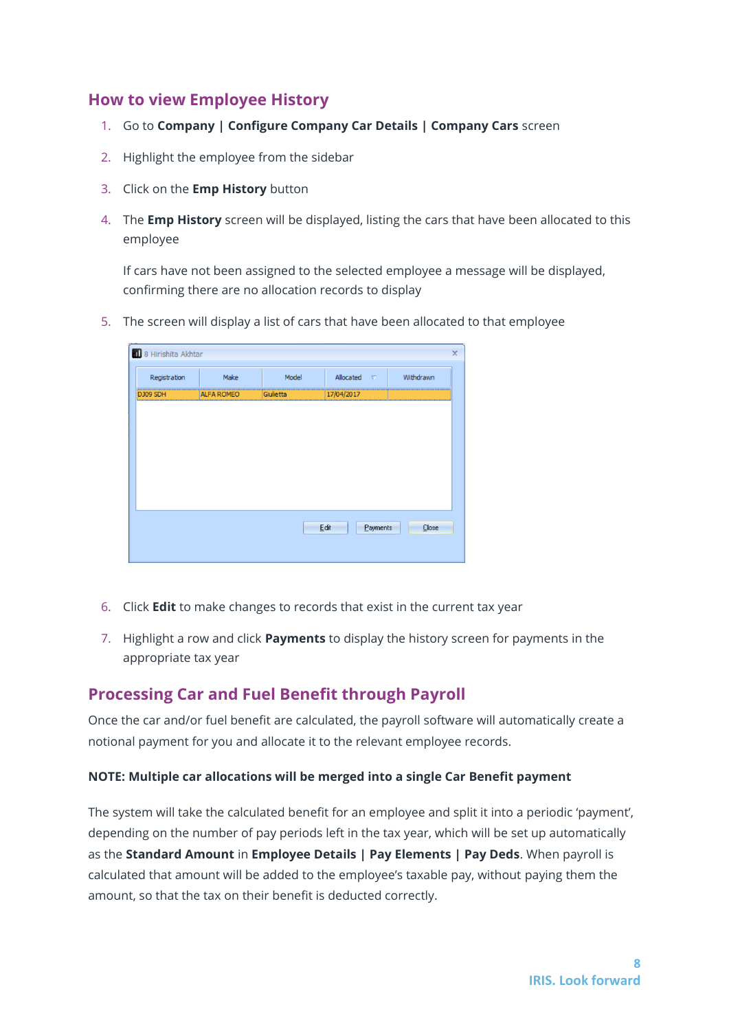## How to view Employee History

1. Go to **Company | Configure Company Car Details | Company Cars** screen
2. Highlight the employee from the sidebar
3. Click on the **Emp History** button
4. The **Emp History** screen will be displayed, listing the cars that have been allocated to this employee

   If cars have not been assigned to the selected employee a message will be displayed, confirming there are no allocation records to display

5. The screen will display a list of cars that have been allocated to that employee

8 Hirishita Akhtar

| Registration | Make | Model | Allocated | Withdrawn |
|---|---|---|---|---|
| DJ09 SDH | ALFA ROMEO | Giulietta | 17/04/2017 | |

Edit | Payments | Close

6. Click **Edit** to make changes to records that exist in the current tax year
7. Highlight a row and click **Payments** to display the history screen for payments in the appropriate tax year

## Processing Car and Fuel Benefit through Payroll

Once the car and/or fuel benefit are calculated, the payroll software will automatically create a notional payment for you and allocate it to the relevant employee records.

**NOTE: Multiple car allocations will be merged into a single Car Benefit payment**

The system will take the calculated benefit for an employee and split it into a periodic 'payment', depending on the number of pay periods left in the tax year, which will be set up automatically as the **Standard Amount** in **Employee Details | Pay Elements | Pay Deds**. When payroll is calculated that amount will be added to the employee's taxable pay, without paying them the amount, so that the tax on their benefit is deducted correctly.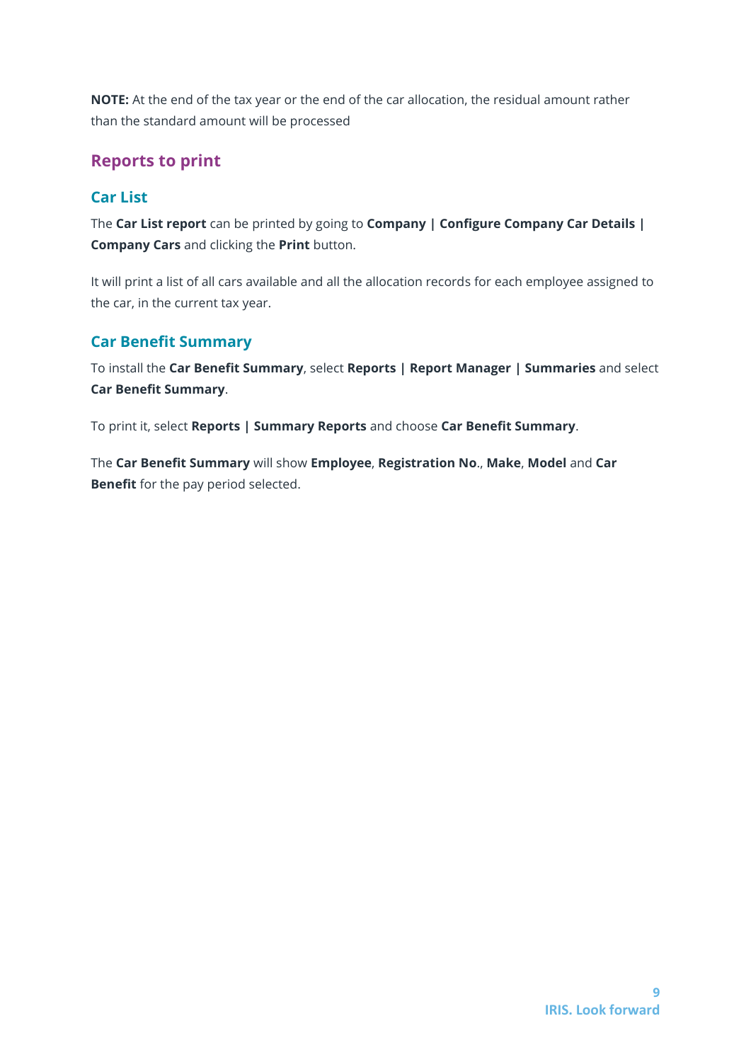**NOTE:** At the end of the tax year or the end of the car allocation, the residual amount rather than the standard amount will be processed

## Reports to print

### Car List

The **Car List report** can be printed by going to **Company | Configure Company Car Details | Company Cars** and clicking the **Print** button.

It will print a list of all cars available and all the allocation records for each employee assigned to the car, in the current tax year.

### Car Benefit Summary

To install the **Car Benefit Summary**, select **Reports | Report Manager | Summaries** and select **Car Benefit Summary**.

To print it, select **Reports | Summary Reports** and choose **Car Benefit Summary**.

The **Car Benefit Summary** will show **Employee**, **Registration No**., **Make**, **Model** and **Car Benefit** for the pay period selected.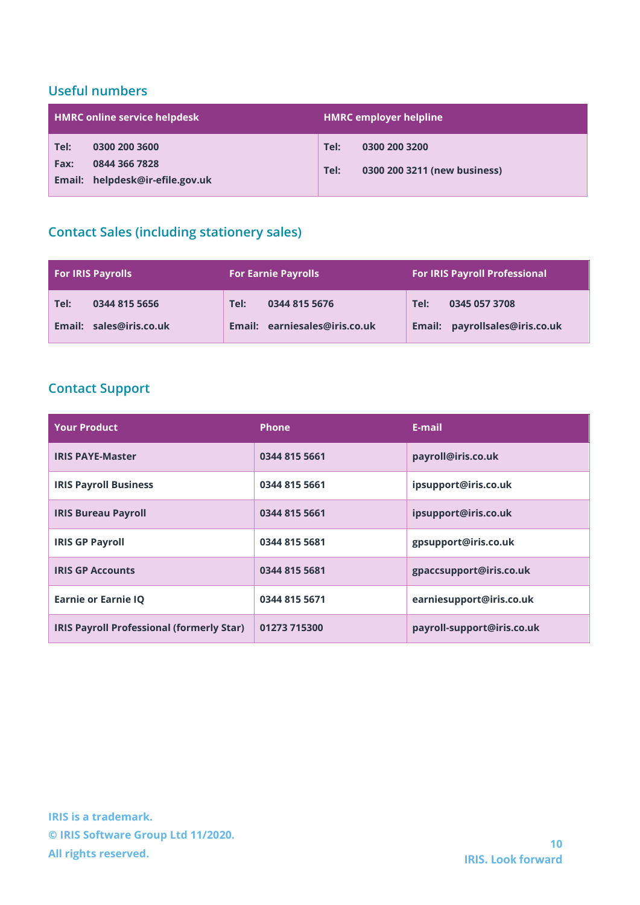## Useful numbers

| HMRC online service helpdesk | HMRC employer helpline |
|---|---|
| **Tel:** 0300 200 3600<br>**Fax:** 0844 366 7828<br>**Email:** helpdesk@ir-efile.gov.uk | **Tel:** 0300 200 3200<br>**Tel:** 0300 200 3211 (new business) |

## Contact Sales (including stationery sales)

| For IRIS Payrolls | For Earnie Payrolls | For IRIS Payroll Professional |
|---|---|---|
| **Tel:** 0344 815 5656<br>**Email:** sales@iris.co.uk | **Tel:** 0344 815 5676<br>**Email:** earniesales@iris.co.uk | **Tel:** 0345 057 3708<br>**Email:** payrollsales@iris.co.uk |

## Contact Support

| Your Product | Phone | E-mail |
|---|---|---|
| IRIS PAYE-Master | 0344 815 5661 | payroll@iris.co.uk |
| IRIS Payroll Business | 0344 815 5661 | ipsupport@iris.co.uk |
| IRIS Bureau Payroll | 0344 815 5661 | ipsupport@iris.co.uk |
| IRIS GP Payroll | 0344 815 5681 | gpsupport@iris.co.uk |
| IRIS GP Accounts | 0344 815 5681 | gpaccsupport@iris.co.uk |
| Earnie or Earnie IQ | 0344 815 5671 | earniesupport@iris.co.uk |
| IRIS Payroll Professional (formerly Star) | 01273 715300 | payroll-support@iris.co.uk |

**IRIS is a trademark.**
**© IRIS Software Group Ltd 11/2020.**
**All rights reserved.**

**IRIS. Look forward**